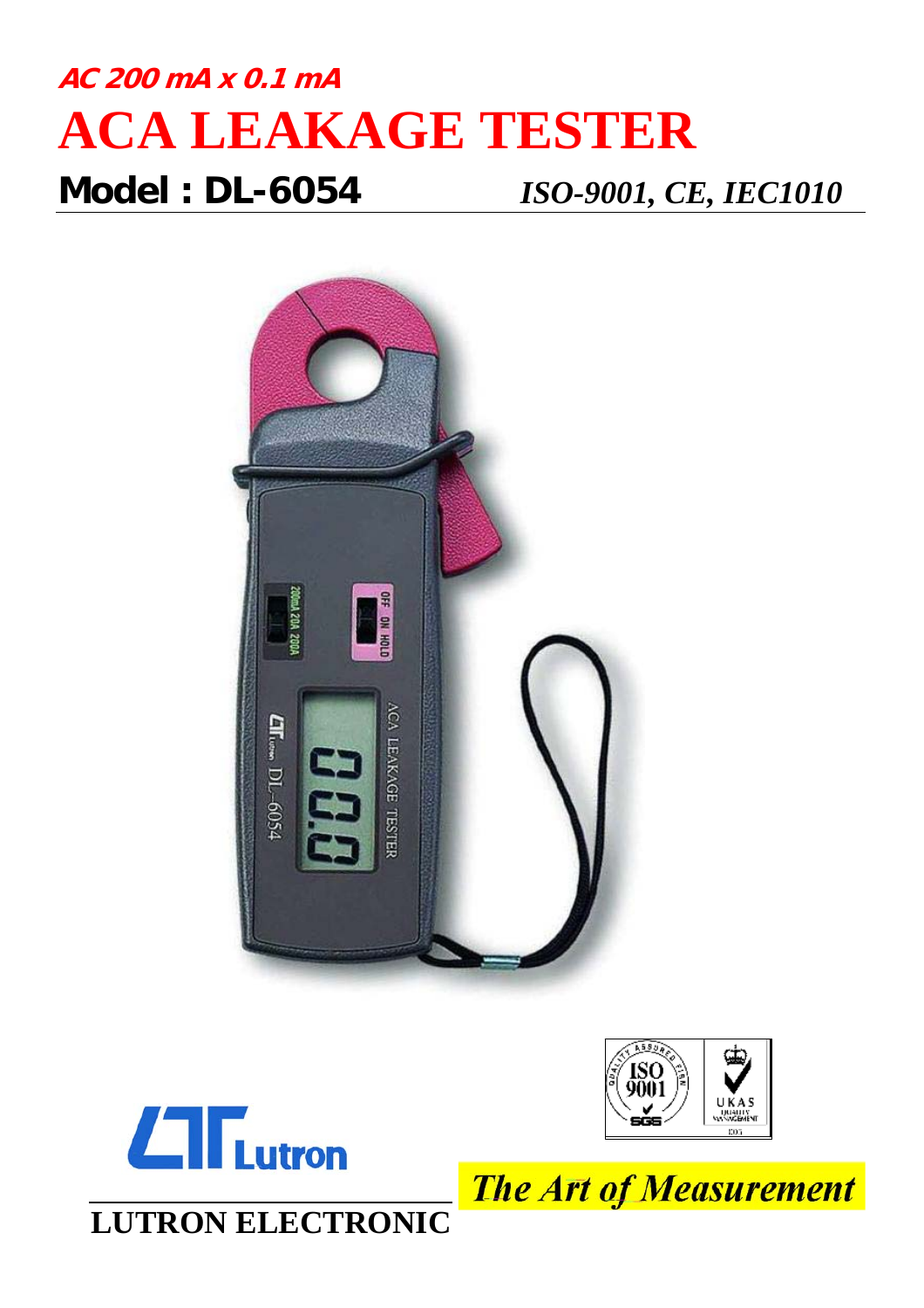**AC 200 mA x 0.1 mA**

# ACA LEAKAGE TESTER

## Model : DL-6054

*ISO-9001, CE, IEC1010*

**LUTRON ELECTRONIC**

*The Art of Measurement*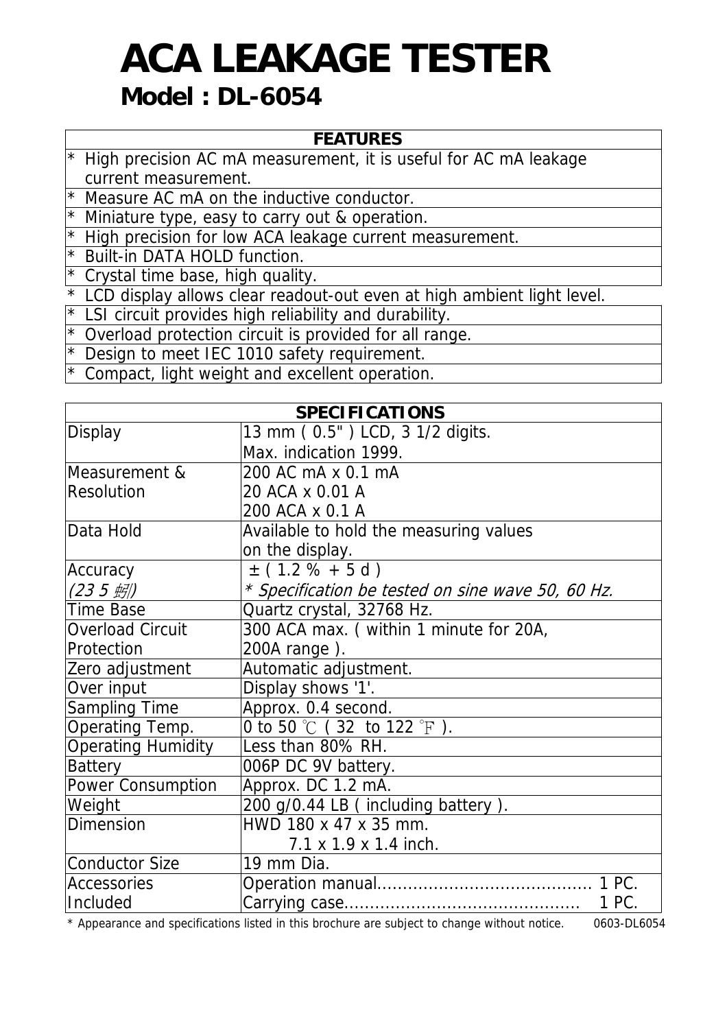# ACA LEAKAGE TESTER

## Model : DL-6054

| FEATURES |
|---|
| * High precision AC mA measurement, it is useful for AC mA leakage current measurement. |
| * Measure AC mA on the inductive conductor. |
| * Miniature type, easy to carry out & operation. |
| * High precision for low ACA leakage current measurement. |
| * Built-in DATA HOLD function. |
| * Crystal time base, high quality. |
| * LCD display allows clear readout-out even at high ambient light level. |
| * LSI circuit provides high reliability and durability. |
| * Overload protection circuit is provided for all range. |
| * Design to meet IEC 1010 safety requirement. |
| * Compact, light weight and excellent operation. |

| SPECIFICATIONS | |
|---|---|
| Display | 13 mm ( 0.5" ) LCD, 3 1/2 digits.<br>Max. indication 1999. |
| Measurement & Resolution | 200 AC mA x 0.1 mA<br>20 ACA x 0.01 A<br>200 ACA x 0.1 A |
| Data Hold | Available to hold the measuring values on the display. |
| Accuracy<br>*(23 5 蚓)* | ± ( 1.2 % + 5 d )<br>*\* Specification be tested on sine wave 50, 60 Hz.* |
| Time Base | Quartz crystal, 32768 Hz. |
| Overload Circuit Protection | 300 ACA max. ( within 1 minute for 20A, 200A range ). |
| Zero adjustment | Automatic adjustment. |
| Over input | Display shows '1'. |
| Sampling Time | Approx. 0.4 second. |
| Operating Temp. | 0 to 50 ℃ ( 32 to 122 ℉ ). |
| Operating Humidity | Less than 80% RH. |
| Battery | 006P DC 9V battery. |
| Power Consumption | Approx. DC 1.2 mA. |
| Weight | 200 g/0.44 LB ( including battery ). |
| Dimension | HWD 180 x 47 x 35 mm.<br>7.1 x 1.9 x 1.4 inch. |
| Conductor Size | 19 mm Dia. |
| Accessories Included | Operation manual........................................ 1 PC.<br>Carrying case........................................... 1 PC. |

* Appearance and specifications listed in this brochure are subject to change without notice. 0603-DL6054